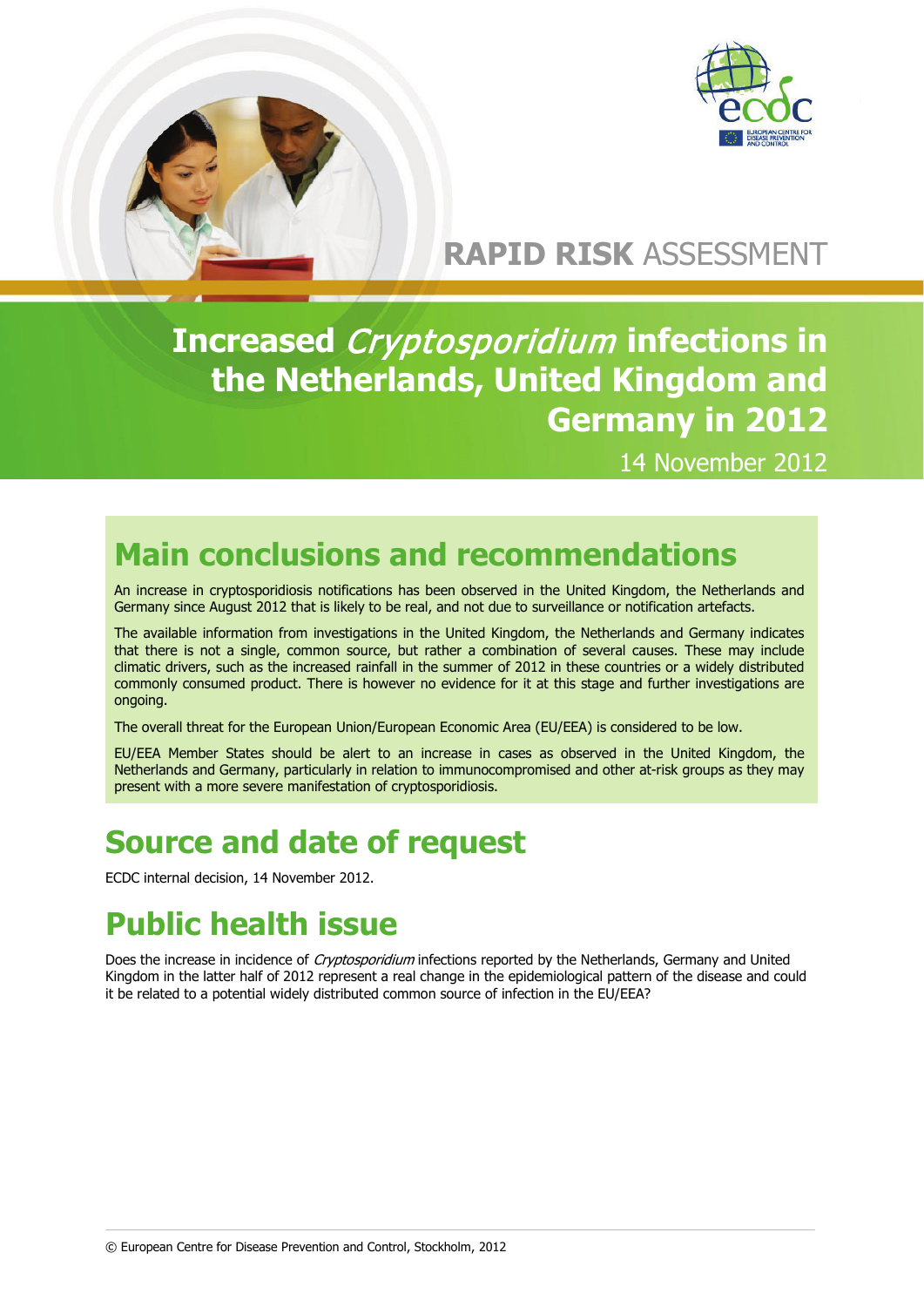RAPID RISK ASSESSMENT

# Increased *Cryptosporidium* infections in the Netherlands, United Kingdom and Germany in 2012

14 November 2012

## Main conclusions and recommendations

An increase in cryptosporidiosis notifications has been observed in the United Kingdom, the Netherlands and Germany since August 2012 that is likely to be real, and not due to surveillance or notification artefacts.

The available information from investigations in the United Kingdom, the Netherlands and Germany indicates that there is not a single, common source, but rather a combination of several causes. These may include climatic drivers, such as the increased rainfall in the summer of 2012 in these countries or a widely distributed commonly consumed product. There is however no evidence for it at this stage and further investigations are ongoing.

The overall threat for the European Union/European Economic Area (EU/EEA) is considered to be low.

EU/EEA Member States should be alert to an increase in cases as observed in the United Kingdom, the Netherlands and Germany, particularly in relation to immunocompromised and other at-risk groups as they may present with a more severe manifestation of cryptosporidiosis.

## Source and date of request

ECDC internal decision, 14 November 2012.

## Public health issue

Does the increase in incidence of *Cryptosporidium* infections reported by the Netherlands, Germany and United Kingdom in the latter half of 2012 represent a real change in the epidemiological pattern of the disease and could it be related to a potential widely distributed common source of infection in the EU/EEA?

© European Centre for Disease Prevention and Control, Stockholm, 2012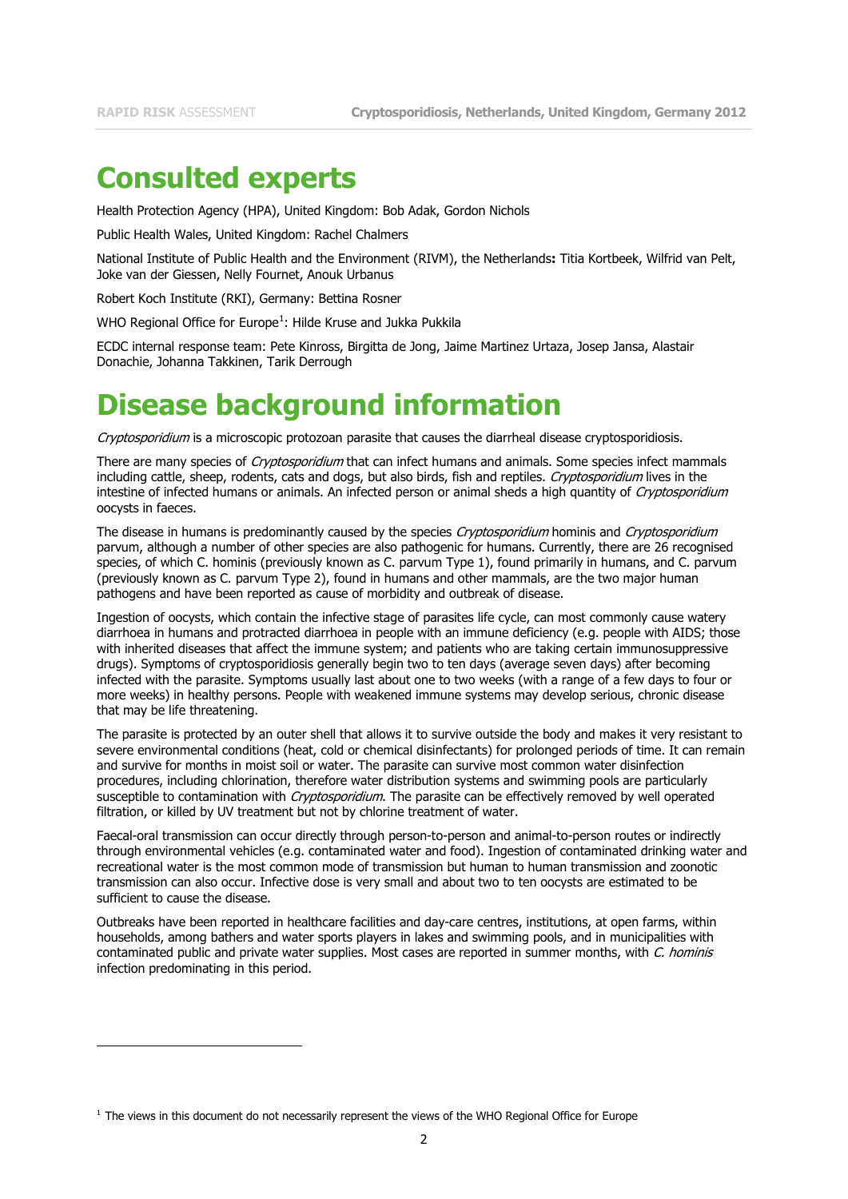# Consulted experts

Health Protection Agency (HPA), United Kingdom: Bob Adak, Gordon Nichols

Public Health Wales, United Kingdom: Rachel Chalmers

National Institute of Public Health and the Environment (RIVM), the Netherlands**:** Titia Kortbeek, Wilfrid van Pelt, Joke van der Giessen, Nelly Fournet, Anouk Urbanus

Robert Koch Institute (RKI), Germany: Bettina Rosner

WHO Regional Office for Europe[1]: Hilde Kruse and Jukka Pukkila

ECDC internal response team: Pete Kinross, Birgitta de Jong, Jaime Martinez Urtaza, Josep Jansa, Alastair Donachie, Johanna Takkinen, Tarik Derrough

# Disease background information

*Cryptosporidium* is a microscopic protozoan parasite that causes the diarrheal disease cryptosporidiosis.

There are many species of *Cryptosporidium* that can infect humans and animals. Some species infect mammals including cattle, sheep, rodents, cats and dogs, but also birds, fish and reptiles. *Cryptosporidium* lives in the intestine of infected humans or animals. An infected person or animal sheds a high quantity of *Cryptosporidium* oocysts in faeces.

The disease in humans is predominantly caused by the species *Cryptosporidium* hominis and *Cryptosporidium* parvum, although a number of other species are also pathogenic for humans. Currently, there are 26 recognised species, of which C. hominis (previously known as C. parvum Type 1), found primarily in humans, and C. parvum (previously known as C. parvum Type 2), found in humans and other mammals, are the two major human pathogens and have been reported as cause of morbidity and outbreak of disease.

Ingestion of oocysts, which contain the infective stage of parasites life cycle, can most commonly cause watery diarrhoea in humans and protracted diarrhoea in people with an immune deficiency (e.g. people with AIDS; those with inherited diseases that affect the immune system; and patients who are taking certain immunosuppressive drugs). Symptoms of cryptosporidiosis generally begin two to ten days (average seven days) after becoming infected with the parasite. Symptoms usually last about one to two weeks (with a range of a few days to four or more weeks) in healthy persons. People with weakened immune systems may develop serious, chronic disease that may be life threatening.

The parasite is protected by an outer shell that allows it to survive outside the body and makes it very resistant to severe environmental conditions (heat, cold or chemical disinfectants) for prolonged periods of time. It can remain and survive for months in moist soil or water. The parasite can survive most common water disinfection procedures, including chlorination, therefore water distribution systems and swimming pools are particularly susceptible to contamination with *Cryptosporidium*. The parasite can be effectively removed by well operated filtration, or killed by UV treatment but not by chlorine treatment of water.

Faecal-oral transmission can occur directly through person-to-person and animal-to-person routes or indirectly through environmental vehicles (e.g. contaminated water and food). Ingestion of contaminated drinking water and recreational water is the most common mode of transmission but human to human transmission and zoonotic transmission can also occur. Infective dose is very small and about two to ten oocysts are estimated to be sufficient to cause the disease.

Outbreaks have been reported in healthcare facilities and day-care centres, institutions, at open farms, within households, among bathers and water sports players in lakes and swimming pools, and in municipalities with contaminated public and private water supplies. Most cases are reported in summer months, with *C. hominis* infection predominating in this period.

[1] The views in this document do not necessarily represent the views of the WHO Regional Office for Europe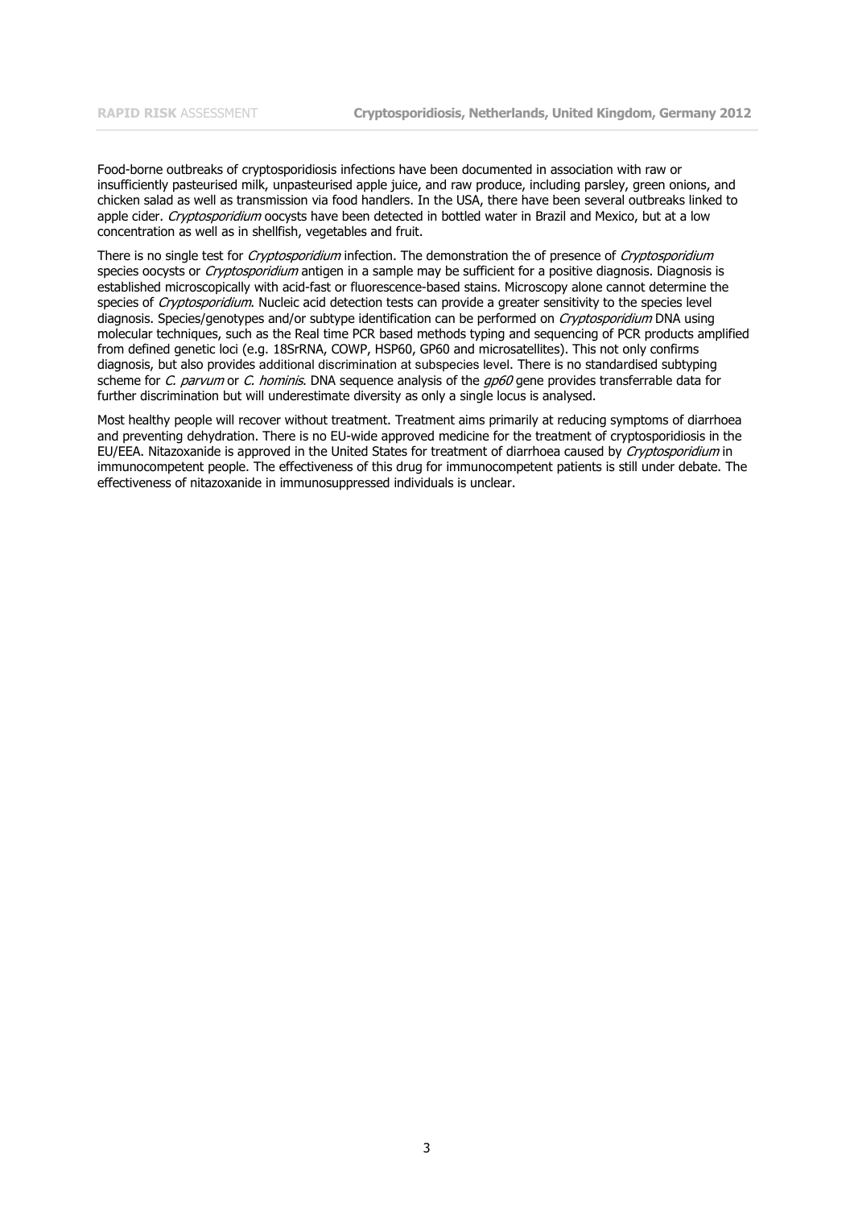Food-borne outbreaks of cryptosporidiosis infections have been documented in association with raw or insufficiently pasteurised milk, unpasteurised apple juice, and raw produce, including parsley, green onions, and chicken salad as well as transmission via food handlers. In the USA, there have been several outbreaks linked to apple cider. *Cryptosporidium* oocysts have been detected in bottled water in Brazil and Mexico, but at a low concentration as well as in shellfish, vegetables and fruit.

There is no single test for *Cryptosporidium* infection. The demonstration the of presence of *Cryptosporidium* species oocysts or *Cryptosporidium* antigen in a sample may be sufficient for a positive diagnosis. Diagnosis is established microscopically with acid-fast or fluorescence-based stains. Microscopy alone cannot determine the species of *Cryptosporidium*. Nucleic acid detection tests can provide a greater sensitivity to the species level diagnosis. Species/genotypes and/or subtype identification can be performed on *Cryptosporidium* DNA using molecular techniques, such as the Real time PCR based methods typing and sequencing of PCR products amplified from defined genetic loci (e.g. 18SrRNA, COWP, HSP60, GP60 and microsatellites). This not only confirms diagnosis, but also provides additional discrimination at subspecies level. There is no standardised subtyping scheme for *C. parvum* or *C. hominis*. DNA sequence analysis of the *gp60* gene provides transferrable data for further discrimination but will underestimate diversity as only a single locus is analysed.

Most healthy people will recover without treatment. Treatment aims primarily at reducing symptoms of diarrhoea and preventing dehydration. There is no EU-wide approved medicine for the treatment of cryptosporidiosis in the EU/EEA. Nitazoxanide is approved in the United States for treatment of diarrhoea caused by *Cryptosporidium* in immunocompetent people. The effectiveness of this drug for immunocompetent patients is still under debate. The effectiveness of nitazoxanide in immunosuppressed individuals is unclear.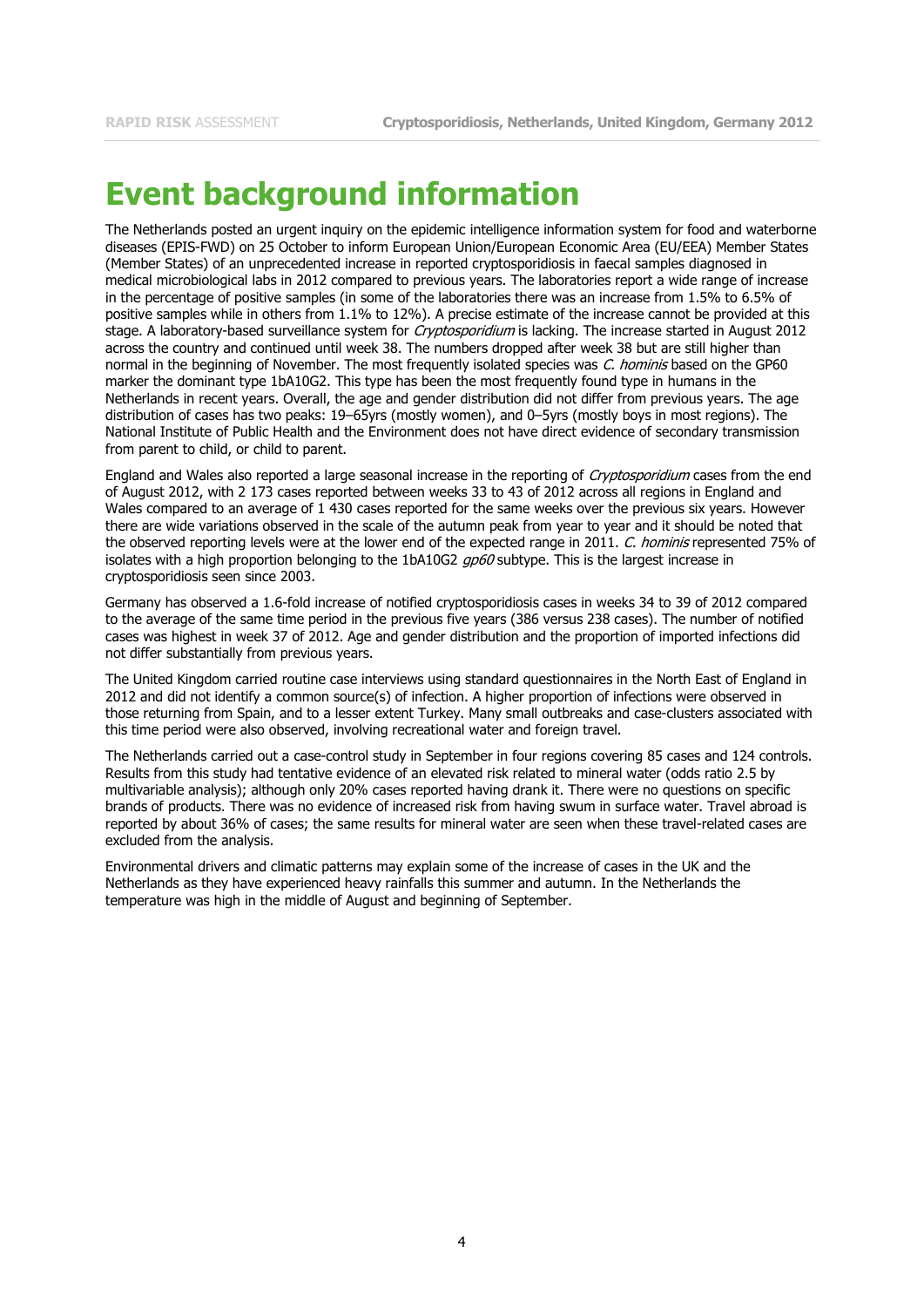# Event background information

The Netherlands posted an urgent inquiry on the epidemic intelligence information system for food and waterborne diseases (EPIS-FWD) on 25 October to inform European Union/European Economic Area (EU/EEA) Member States (Member States) of an unprecedented increase in reported cryptosporidiosis in faecal samples diagnosed in medical microbiological labs in 2012 compared to previous years. The laboratories report a wide range of increase in the percentage of positive samples (in some of the laboratories there was an increase from 1.5% to 6.5% of positive samples while in others from 1.1% to 12%). A precise estimate of the increase cannot be provided at this stage. A laboratory-based surveillance system for *Cryptosporidium* is lacking. The increase started in August 2012 across the country and continued until week 38. The numbers dropped after week 38 but are still higher than normal in the beginning of November. The most frequently isolated species was *C. hominis* based on the GP60 marker the dominant type 1bA10G2. This type has been the most frequently found type in humans in the Netherlands in recent years. Overall, the age and gender distribution did not differ from previous years. The age distribution of cases has two peaks: 19–65yrs (mostly women), and 0–5yrs (mostly boys in most regions). The National Institute of Public Health and the Environment does not have direct evidence of secondary transmission from parent to child, or child to parent.

England and Wales also reported a large seasonal increase in the reporting of *Cryptosporidium* cases from the end of August 2012, with 2 173 cases reported between weeks 33 to 43 of 2012 across all regions in England and Wales compared to an average of 1 430 cases reported for the same weeks over the previous six years. However there are wide variations observed in the scale of the autumn peak from year to year and it should be noted that the observed reporting levels were at the lower end of the expected range in 2011. *C. hominis* represented 75% of isolates with a high proportion belonging to the 1bA10G2 *gp60* subtype. This is the largest increase in cryptosporidiosis seen since 2003.

Germany has observed a 1.6-fold increase of notified cryptosporidiosis cases in weeks 34 to 39 of 2012 compared to the average of the same time period in the previous five years (386 versus 238 cases). The number of notified cases was highest in week 37 of 2012. Age and gender distribution and the proportion of imported infections did not differ substantially from previous years.

The United Kingdom carried routine case interviews using standard questionnaires in the North East of England in 2012 and did not identify a common source(s) of infection. A higher proportion of infections were observed in those returning from Spain, and to a lesser extent Turkey. Many small outbreaks and case-clusters associated with this time period were also observed, involving recreational water and foreign travel.

The Netherlands carried out a case-control study in September in four regions covering 85 cases and 124 controls. Results from this study had tentative evidence of an elevated risk related to mineral water (odds ratio 2.5 by multivariable analysis); although only 20% cases reported having drank it. There were no questions on specific brands of products. There was no evidence of increased risk from having swum in surface water. Travel abroad is reported by about 36% of cases; the same results for mineral water are seen when these travel-related cases are excluded from the analysis.

Environmental drivers and climatic patterns may explain some of the increase of cases in the UK and the Netherlands as they have experienced heavy rainfalls this summer and autumn. In the Netherlands the temperature was high in the middle of August and beginning of September.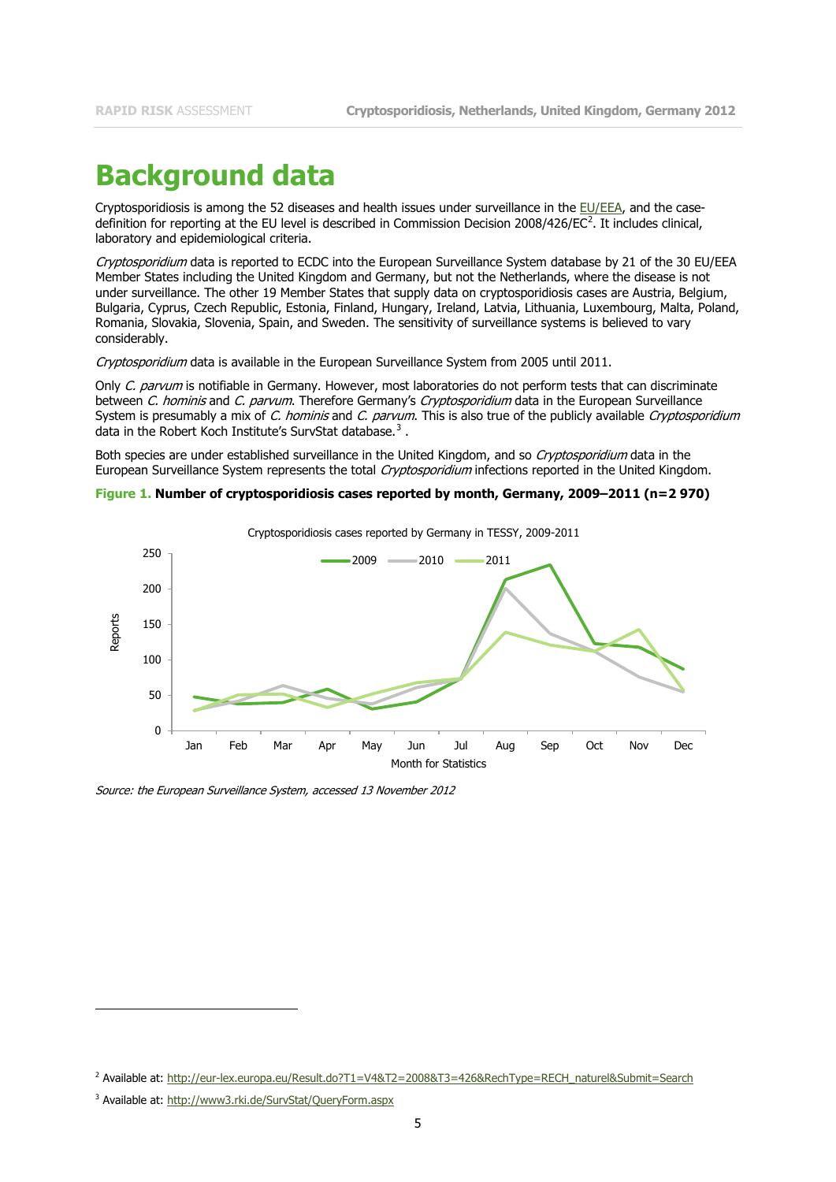# Background data

Cryptosporidiosis is among the 52 diseases and health issues under surveillance in the EU/EEA, and the case-definition for reporting at the EU level is described in Commission Decision 2008/426/EC[2]. It includes clinical, laboratory and epidemiological criteria.

*Cryptosporidium* data is reported to ECDC into the European Surveillance System database by 21 of the 30 EU/EEA Member States including the United Kingdom and Germany, but not the Netherlands, where the disease is not under surveillance. The other 19 Member States that supply data on cryptosporidiosis cases are Austria, Belgium, Bulgaria, Cyprus, Czech Republic, Estonia, Finland, Hungary, Ireland, Latvia, Lithuania, Luxembourg, Malta, Poland, Romania, Slovakia, Slovenia, Spain, and Sweden. The sensitivity of surveillance systems is believed to vary considerably.

*Cryptosporidium* data is available in the European Surveillance System from 2005 until 2011.

Only *C. parvum* is notifiable in Germany. However, most laboratories do not perform tests that can discriminate between *C. hominis* and *C. parvum*. Therefore Germany's *Cryptosporidium* data in the European Surveillance System is presumably a mix of *C. hominis* and *C. parvum*. This is also true of the publicly available *Cryptosporidium* data in the Robert Koch Institute's SurvStat database.[3] .

Both species are under established surveillance in the United Kingdom, and so *Cryptosporidium* data in the European Surveillance System represents the total *Cryptosporidium* infections reported in the United Kingdom.

**Figure 1. Number of cryptosporidiosis cases reported by month, Germany, 2009–2011 (n=2 970)**

*Source: the European Surveillance System, accessed 13 November 2012*

---

[2] Available at: http://eur-lex.europa.eu/Result.do?T1=V4&T2=2008&T3=426&RechType=RECH_naturel&Submit=Search

[3] Available at: http://www3.rki.de/SurvStat/QueryForm.aspx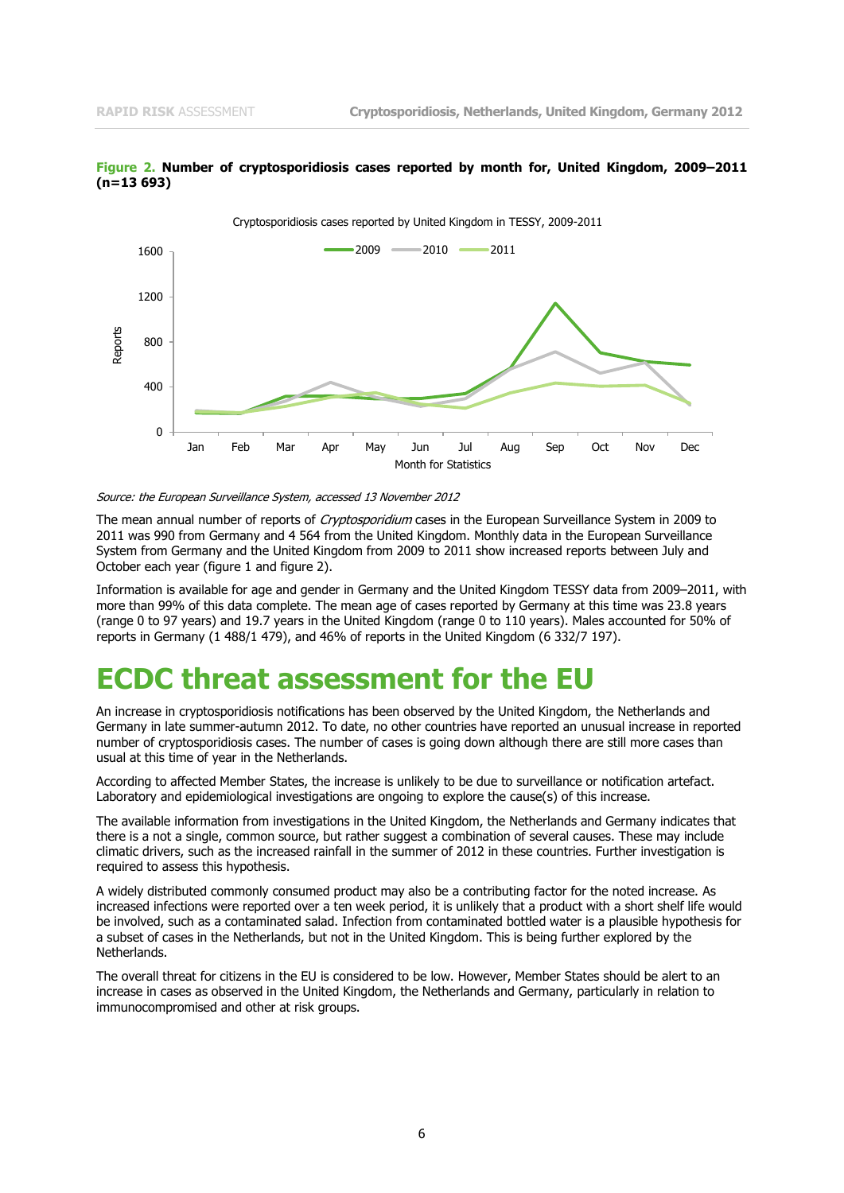**Figure 2. Number of cryptosporidiosis cases reported by month for, United Kingdom, 2009–2011 (n=13 693)**

*Source: the European Surveillance System, accessed 13 November 2012*

The mean annual number of reports of *Cryptosporidium* cases in the European Surveillance System in 2009 to 2011 was 990 from Germany and 4 564 from the United Kingdom. Monthly data in the European Surveillance System from Germany and the United Kingdom from 2009 to 2011 show increased reports between July and October each year (figure 1 and figure 2).

Information is available for age and gender in Germany and the United Kingdom TESSY data from 2009–2011, with more than 99% of this data complete. The mean age of cases reported by Germany at this time was 23.8 years (range 0 to 97 years) and 19.7 years in the United Kingdom (range 0 to 110 years). Males accounted for 50% of reports in Germany (1 488/1 479), and 46% of reports in the United Kingdom (6 332/7 197).

# ECDC threat assessment for the EU

An increase in cryptosporidiosis notifications has been observed by the United Kingdom, the Netherlands and Germany in late summer-autumn 2012. To date, no other countries have reported an unusual increase in reported number of cryptosporidiosis cases. The number of cases is going down although there are still more cases than usual at this time of year in the Netherlands.

According to affected Member States, the increase is unlikely to be due to surveillance or notification artefact. Laboratory and epidemiological investigations are ongoing to explore the cause(s) of this increase.

The available information from investigations in the United Kingdom, the Netherlands and Germany indicates that there is a not a single, common source, but rather suggest a combination of several causes. These may include climatic drivers, such as the increased rainfall in the summer of 2012 in these countries. Further investigation is required to assess this hypothesis.

A widely distributed commonly consumed product may also be a contributing factor for the noted increase. As increased infections were reported over a ten week period, it is unlikely that a product with a short shelf life would be involved, such as a contaminated salad. Infection from contaminated bottled water is a plausible hypothesis for a subset of cases in the Netherlands, but not in the United Kingdom. This is being further explored by the Netherlands.

The overall threat for citizens in the EU is considered to be low. However, Member States should be alert to an increase in cases as observed in the United Kingdom, the Netherlands and Germany, particularly in relation to immunocompromised and other at risk groups.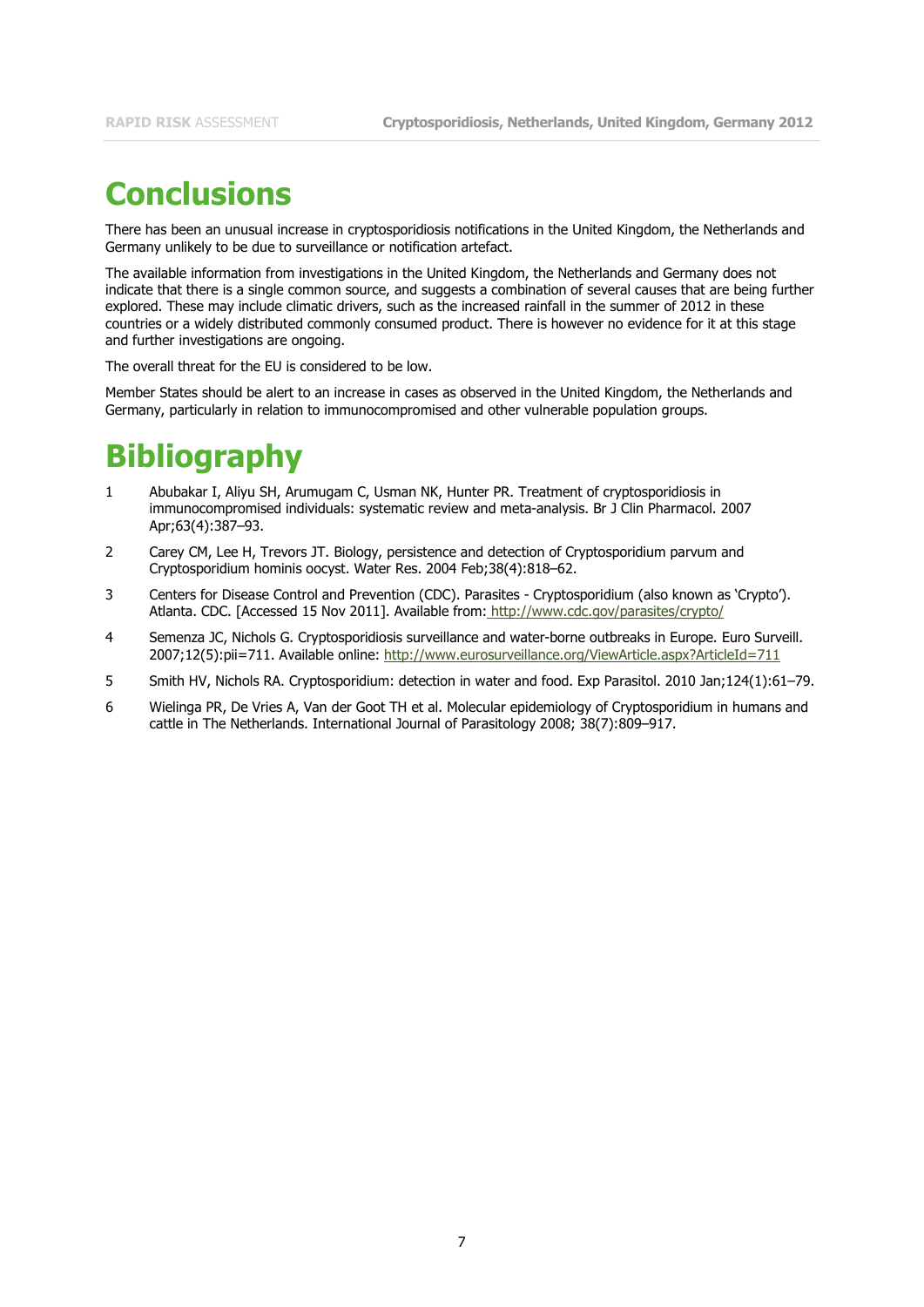# Conclusions

There has been an unusual increase in cryptosporidiosis notifications in the United Kingdom, the Netherlands and Germany unlikely to be due to surveillance or notification artefact.

The available information from investigations in the United Kingdom, the Netherlands and Germany does not indicate that there is a single common source, and suggests a combination of several causes that are being further explored. These may include climatic drivers, such as the increased rainfall in the summer of 2012 in these countries or a widely distributed commonly consumed product. There is however no evidence for it at this stage and further investigations are ongoing.

The overall threat for the EU is considered to be low.

Member States should be alert to an increase in cases as observed in the United Kingdom, the Netherlands and Germany, particularly in relation to immunocompromised and other vulnerable population groups.

# Bibliography

1. Abubakar I, Aliyu SH, Arumugam C, Usman NK, Hunter PR. Treatment of cryptosporidiosis in immunocompromised individuals: systematic review and meta-analysis. Br J Clin Pharmacol. 2007 Apr;63(4):387–93.
2. Carey CM, Lee H, Trevors JT. Biology, persistence and detection of Cryptosporidium parvum and Cryptosporidium hominis oocyst. Water Res. 2004 Feb;38(4):818–62.
3. Centers for Disease Control and Prevention (CDC). Parasites - Cryptosporidium (also known as 'Crypto'). Atlanta. CDC. [Accessed 15 Nov 2011]. Available from: http://www.cdc.gov/parasites/crypto/
4. Semenza JC, Nichols G. Cryptosporidiosis surveillance and water-borne outbreaks in Europe. Euro Surveill. 2007;12(5):pii=711. Available online: http://www.eurosurveillance.org/ViewArticle.aspx?ArticleId=711
5. Smith HV, Nichols RA. Cryptosporidium: detection in water and food. Exp Parasitol. 2010 Jan;124(1):61–79.
6. Wielinga PR, De Vries A, Van der Goot TH et al. Molecular epidemiology of Cryptosporidium in humans and cattle in The Netherlands. International Journal of Parasitology 2008; 38(7):809–917.